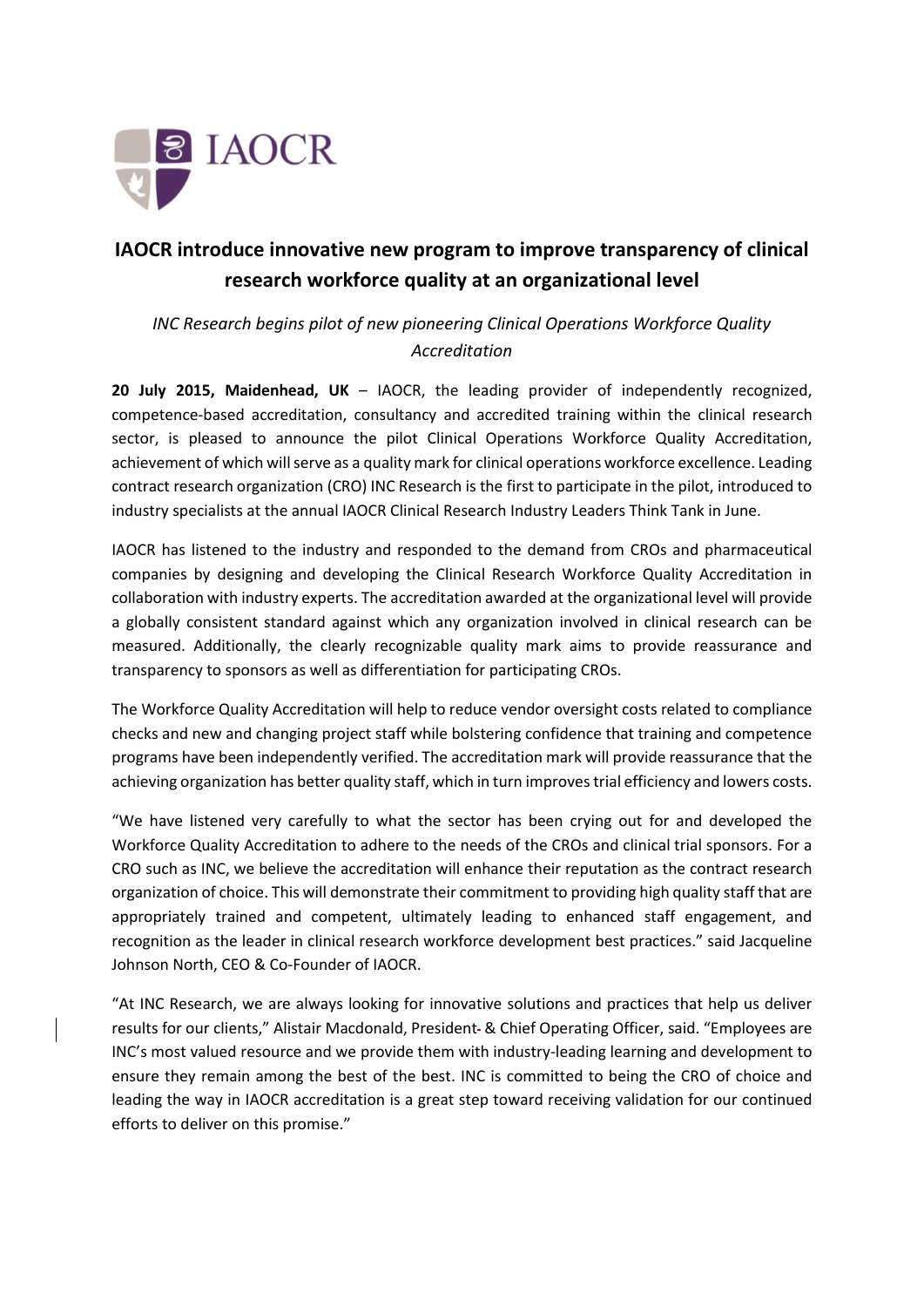IAOCR

# IAOCR introduce innovative new program to improve transparency of clinical research workforce quality at an organizational level

*INC Research begins pilot of new pioneering Clinical Operations Workforce Quality Accreditation*

**20 July 2015, Maidenhead, UK** – IAOCR, the leading provider of independently recognized, competence-based accreditation, consultancy and accredited training within the clinical research sector, is pleased to announce the pilot Clinical Operations Workforce Quality Accreditation, achievement of which will serve as a quality mark for clinical operations workforce excellence. Leading contract research organization (CRO) INC Research is the first to participate in the pilot, introduced to industry specialists at the annual IAOCR Clinical Research Industry Leaders Think Tank in June.

IAOCR has listened to the industry and responded to the demand from CROs and pharmaceutical companies by designing and developing the Clinical Research Workforce Quality Accreditation in collaboration with industry experts. The accreditation awarded at the organizational level will provide a globally consistent standard against which any organization involved in clinical research can be measured. Additionally, the clearly recognizable quality mark aims to provide reassurance and transparency to sponsors as well as differentiation for participating CROs.

The Workforce Quality Accreditation will help to reduce vendor oversight costs related to compliance checks and new and changing project staff while bolstering confidence that training and competence programs have been independently verified. The accreditation mark will provide reassurance that the achieving organization has better quality staff, which in turn improves trial efficiency and lowers costs.

"We have listened very carefully to what the sector has been crying out for and developed the Workforce Quality Accreditation to adhere to the needs of the CROs and clinical trial sponsors. For a CRO such as INC, we believe the accreditation will enhance their reputation as the contract research organization of choice. This will demonstrate their commitment to providing high quality staff that are appropriately trained and competent, ultimately leading to enhanced staff engagement, and recognition as the leader in clinical research workforce development best practices." said Jacqueline Johnson North, CEO & Co-Founder of IAOCR.

"At INC Research, we are always looking for innovative solutions and practices that help us deliver results for our clients," Alistair Macdonald, President & Chief Operating Officer, said. "Employees are INC's most valued resource and we provide them with industry-leading learning and development to ensure they remain among the best of the best. INC is committed to being the CRO of choice and leading the way in IAOCR accreditation is a great step toward receiving validation for our continued efforts to deliver on this promise."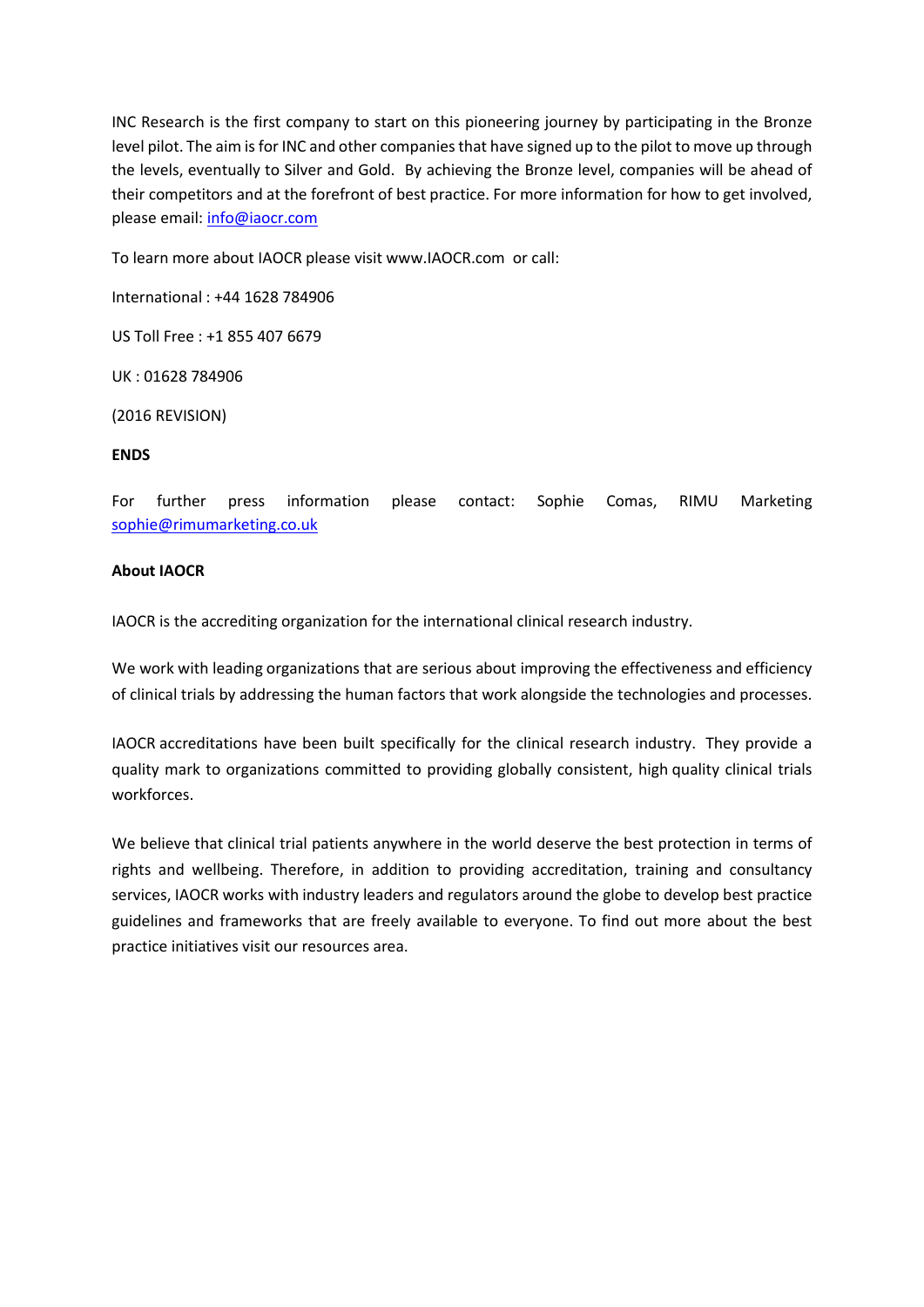INC Research is the first company to start on this pioneering journey by participating in the Bronze level pilot. The aim is for INC and other companies that have signed up to the pilot to move up through the levels, eventually to Silver and Gold. By achieving the Bronze level, companies will be ahead of their competitors and at the forefront of best practice. For more information for how to get involved, please email: info@iaocr.com

To learn more about IAOCR please visit www.IAOCR.com or call:

International : +44 1628 784906

US Toll Free : +1 855 407 6679

UK : 01628 784906

(2016 REVISION)

**ENDS**

For further press information please contact: Sophie Comas, RIMU Marketing sophie@rimumarketing.co.uk

**About IAOCR**

IAOCR is the accrediting organization for the international clinical research industry.

We work with leading organizations that are serious about improving the effectiveness and efficiency of clinical trials by addressing the human factors that work alongside the technologies and processes.

IAOCR accreditations have been built specifically for the clinical research industry. They provide a quality mark to organizations committed to providing globally consistent, high quality clinical trials workforces.

We believe that clinical trial patients anywhere in the world deserve the best protection in terms of rights and wellbeing. Therefore, in addition to providing accreditation, training and consultancy services, IAOCR works with industry leaders and regulators around the globe to develop best practice guidelines and frameworks that are freely available to everyone. To find out more about the best practice initiatives visit our resources area.